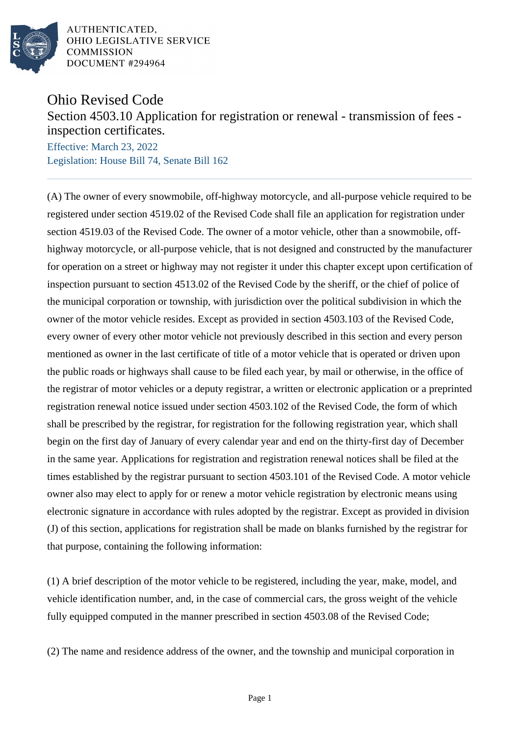AUTHENTICATED,
OHIO LEGISLATIVE SERVICE
COMMISSION
DOCUMENT #294964

# Ohio Revised Code

## Section 4503.10 Application for registration or renewal - transmission of fees - inspection certificates.

Effective: March 23, 2022

Legislation: House Bill 74, Senate Bill 162

(A) The owner of every snowmobile, off-highway motorcycle, and all-purpose vehicle required to be registered under section 4519.02 of the Revised Code shall file an application for registration under section 4519.03 of the Revised Code. The owner of a motor vehicle, other than a snowmobile, off-highway motorcycle, or all-purpose vehicle, that is not designed and constructed by the manufacturer for operation on a street or highway may not register it under this chapter except upon certification of inspection pursuant to section 4513.02 of the Revised Code by the sheriff, or the chief of police of the municipal corporation or township, with jurisdiction over the political subdivision in which the owner of the motor vehicle resides. Except as provided in section 4503.103 of the Revised Code, every owner of every other motor vehicle not previously described in this section and every person mentioned as owner in the last certificate of title of a motor vehicle that is operated or driven upon the public roads or highways shall cause to be filed each year, by mail or otherwise, in the office of the registrar of motor vehicles or a deputy registrar, a written or electronic application or a preprinted registration renewal notice issued under section 4503.102 of the Revised Code, the form of which shall be prescribed by the registrar, for registration for the following registration year, which shall begin on the first day of January of every calendar year and end on the thirty-first day of December in the same year. Applications for registration and registration renewal notices shall be filed at the times established by the registrar pursuant to section 4503.101 of the Revised Code. A motor vehicle owner also may elect to apply for or renew a motor vehicle registration by electronic means using electronic signature in accordance with rules adopted by the registrar. Except as provided in division (J) of this section, applications for registration shall be made on blanks furnished by the registrar for that purpose, containing the following information:

(1) A brief description of the motor vehicle to be registered, including the year, make, model, and vehicle identification number, and, in the case of commercial cars, the gross weight of the vehicle fully equipped computed in the manner prescribed in section 4503.08 of the Revised Code;

(2) The name and residence address of the owner, and the township and municipal corporation in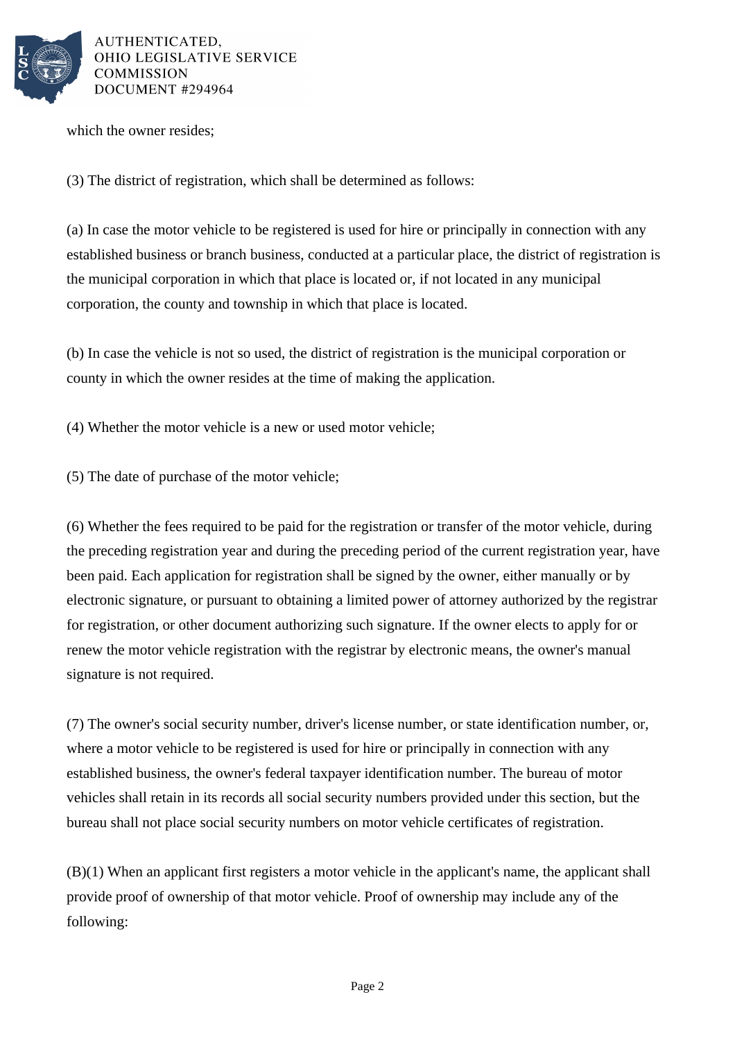which the owner resides;

(3) The district of registration, which shall be determined as follows:

(a) In case the motor vehicle to be registered is used for hire or principally in connection with any established business or branch business, conducted at a particular place, the district of registration is the municipal corporation in which that place is located or, if not located in any municipal corporation, the county and township in which that place is located.

(b) In case the vehicle is not so used, the district of registration is the municipal corporation or county in which the owner resides at the time of making the application.

(4) Whether the motor vehicle is a new or used motor vehicle;

(5) The date of purchase of the motor vehicle;

(6) Whether the fees required to be paid for the registration or transfer of the motor vehicle, during the preceding registration year and during the preceding period of the current registration year, have been paid. Each application for registration shall be signed by the owner, either manually or by electronic signature, or pursuant to obtaining a limited power of attorney authorized by the registrar for registration, or other document authorizing such signature. If the owner elects to apply for or renew the motor vehicle registration with the registrar by electronic means, the owner's manual signature is not required.

(7) The owner's social security number, driver's license number, or state identification number, or, where a motor vehicle to be registered is used for hire or principally in connection with any established business, the owner's federal taxpayer identification number. The bureau of motor vehicles shall retain in its records all social security numbers provided under this section, but the bureau shall not place social security numbers on motor vehicle certificates of registration.

(B)(1) When an applicant first registers a motor vehicle in the applicant's name, the applicant shall provide proof of ownership of that motor vehicle. Proof of ownership may include any of the following: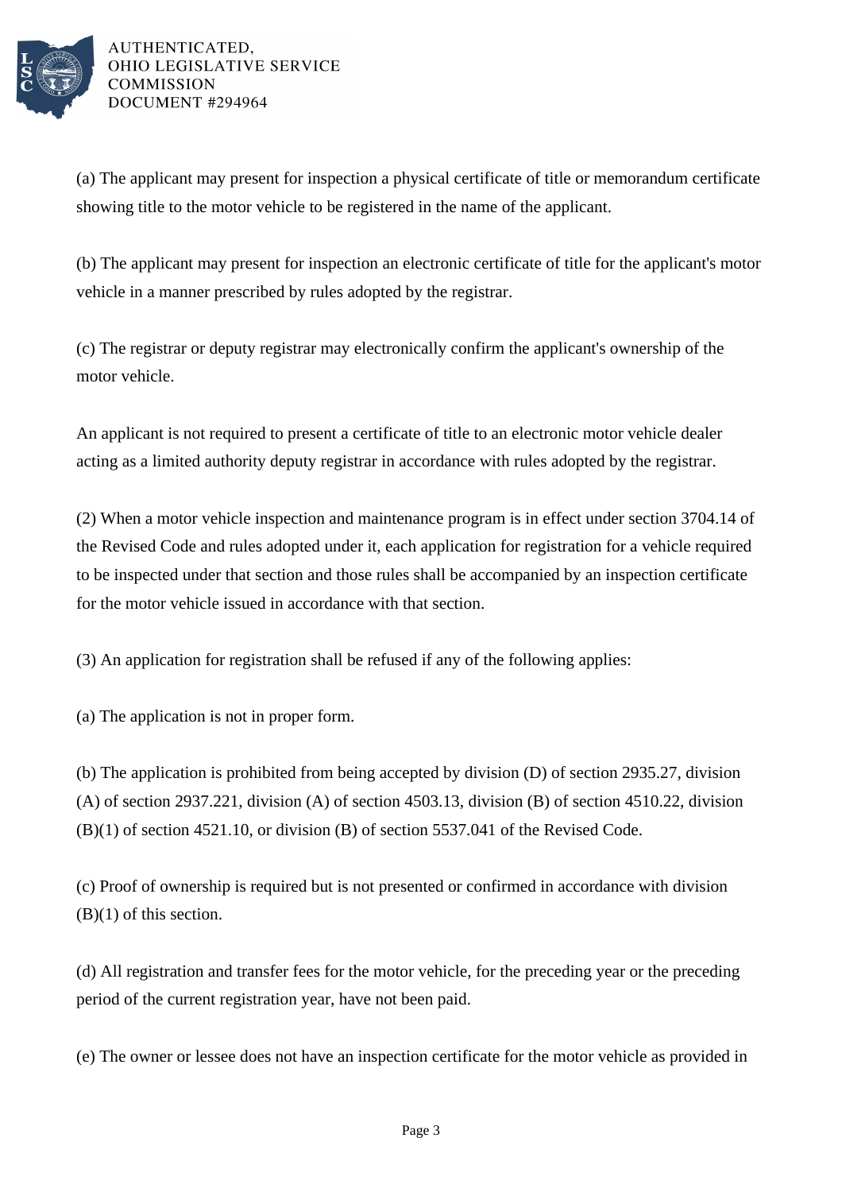(a) The applicant may present for inspection a physical certificate of title or memorandum certificate showing title to the motor vehicle to be registered in the name of the applicant.

(b) The applicant may present for inspection an electronic certificate of title for the applicant's motor vehicle in a manner prescribed by rules adopted by the registrar.

(c) The registrar or deputy registrar may electronically confirm the applicant's ownership of the motor vehicle.

An applicant is not required to present a certificate of title to an electronic motor vehicle dealer acting as a limited authority deputy registrar in accordance with rules adopted by the registrar.

(2) When a motor vehicle inspection and maintenance program is in effect under section 3704.14 of the Revised Code and rules adopted under it, each application for registration for a vehicle required to be inspected under that section and those rules shall be accompanied by an inspection certificate for the motor vehicle issued in accordance with that section.

(3) An application for registration shall be refused if any of the following applies:

(a) The application is not in proper form.

(b) The application is prohibited from being accepted by division (D) of section 2935.27, division (A) of section 2937.221, division (A) of section 4503.13, division (B) of section 4510.22, division (B)(1) of section 4521.10, or division (B) of section 5537.041 of the Revised Code.

(c) Proof of ownership is required but is not presented or confirmed in accordance with division (B)(1) of this section.

(d) All registration and transfer fees for the motor vehicle, for the preceding year or the preceding period of the current registration year, have not been paid.

(e) The owner or lessee does not have an inspection certificate for the motor vehicle as provided in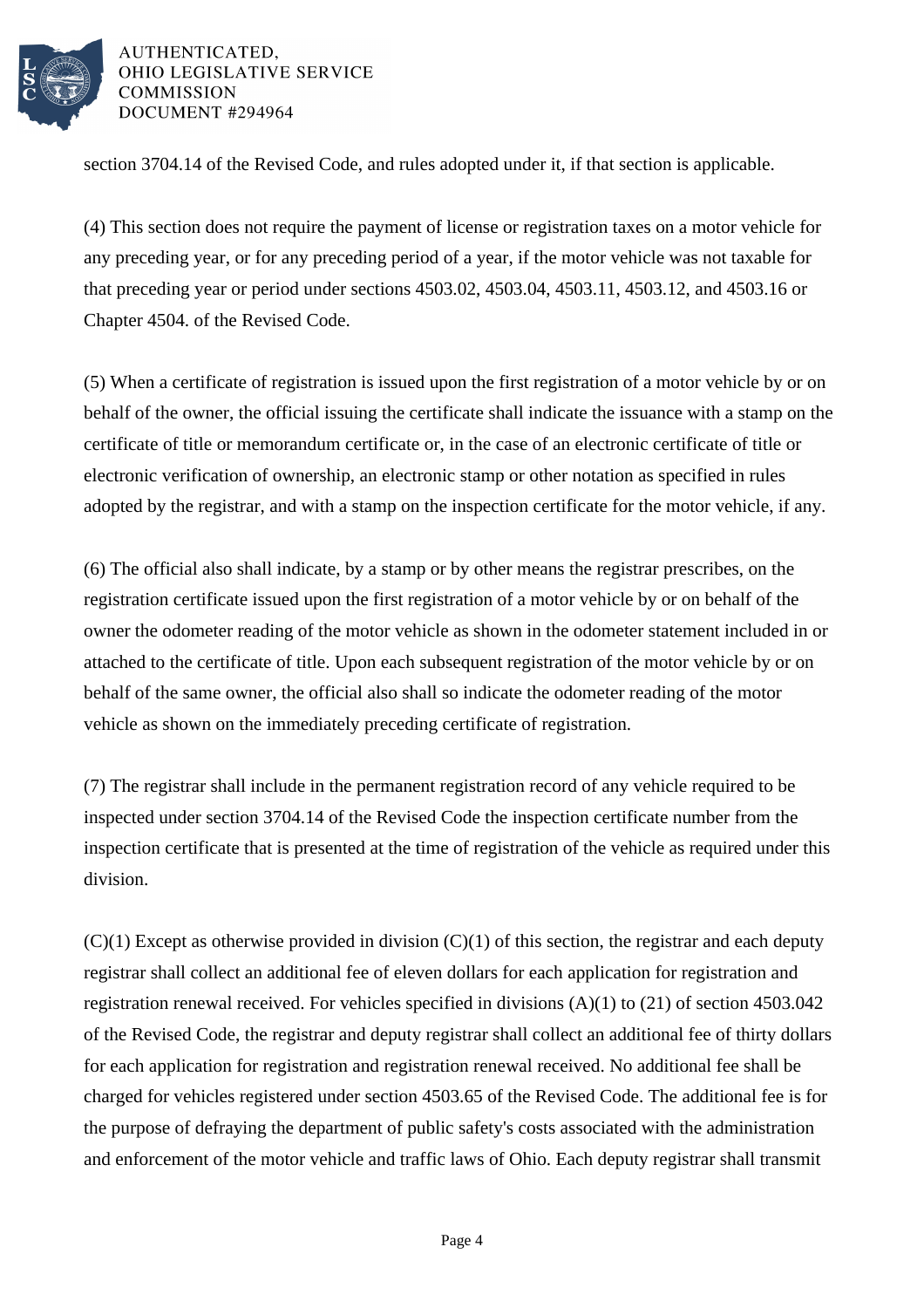section 3704.14 of the Revised Code, and rules adopted under it, if that section is applicable.

(4) This section does not require the payment of license or registration taxes on a motor vehicle for any preceding year, or for any preceding period of a year, if the motor vehicle was not taxable for that preceding year or period under sections 4503.02, 4503.04, 4503.11, 4503.12, and 4503.16 or Chapter 4504. of the Revised Code.

(5) When a certificate of registration is issued upon the first registration of a motor vehicle by or on behalf of the owner, the official issuing the certificate shall indicate the issuance with a stamp on the certificate of title or memorandum certificate or, in the case of an electronic certificate of title or electronic verification of ownership, an electronic stamp or other notation as specified in rules adopted by the registrar, and with a stamp on the inspection certificate for the motor vehicle, if any.

(6) The official also shall indicate, by a stamp or by other means the registrar prescribes, on the registration certificate issued upon the first registration of a motor vehicle by or on behalf of the owner the odometer reading of the motor vehicle as shown in the odometer statement included in or attached to the certificate of title. Upon each subsequent registration of the motor vehicle by or on behalf of the same owner, the official also shall so indicate the odometer reading of the motor vehicle as shown on the immediately preceding certificate of registration.

(7) The registrar shall include in the permanent registration record of any vehicle required to be inspected under section 3704.14 of the Revised Code the inspection certificate number from the inspection certificate that is presented at the time of registration of the vehicle as required under this division.

(C)(1) Except as otherwise provided in division (C)(1) of this section, the registrar and each deputy registrar shall collect an additional fee of eleven dollars for each application for registration and registration renewal received. For vehicles specified in divisions (A)(1) to (21) of section 4503.042 of the Revised Code, the registrar and deputy registrar shall collect an additional fee of thirty dollars for each application for registration and registration renewal received. No additional fee shall be charged for vehicles registered under section 4503.65 of the Revised Code. The additional fee is for the purpose of defraying the department of public safety's costs associated with the administration and enforcement of the motor vehicle and traffic laws of Ohio. Each deputy registrar shall transmit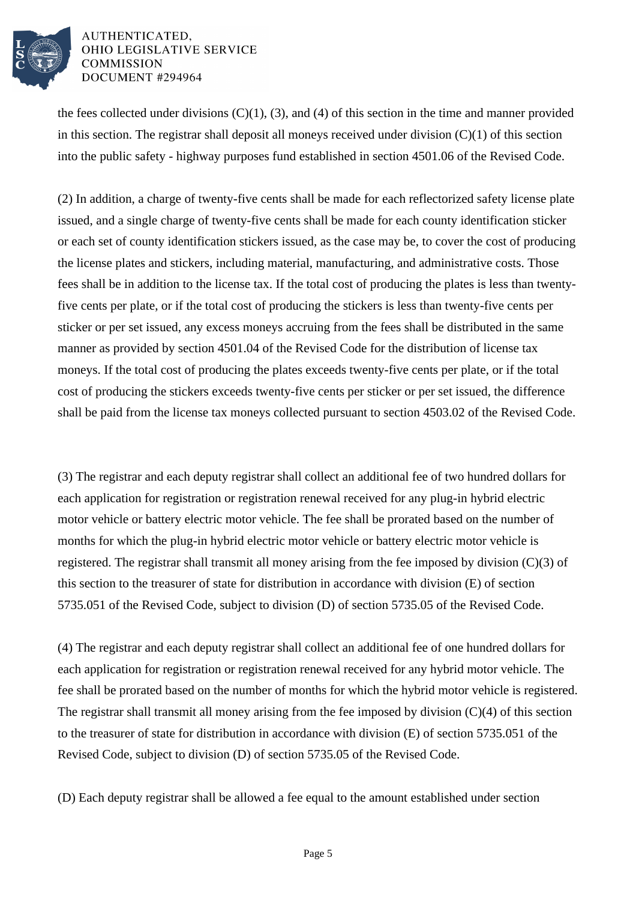the fees collected under divisions (C)(1), (3), and (4) of this section in the time and manner provided in this section. The registrar shall deposit all moneys received under division (C)(1) of this section into the public safety - highway purposes fund established in section 4501.06 of the Revised Code.

(2) In addition, a charge of twenty-five cents shall be made for each reflectorized safety license plate issued, and a single charge of twenty-five cents shall be made for each county identification sticker or each set of county identification stickers issued, as the case may be, to cover the cost of producing the license plates and stickers, including material, manufacturing, and administrative costs. Those fees shall be in addition to the license tax. If the total cost of producing the plates is less than twenty-five cents per plate, or if the total cost of producing the stickers is less than twenty-five cents per sticker or per set issued, any excess moneys accruing from the fees shall be distributed in the same manner as provided by section 4501.04 of the Revised Code for the distribution of license tax moneys. If the total cost of producing the plates exceeds twenty-five cents per plate, or if the total cost of producing the stickers exceeds twenty-five cents per sticker or per set issued, the difference shall be paid from the license tax moneys collected pursuant to section 4503.02 of the Revised Code.

(3) The registrar and each deputy registrar shall collect an additional fee of two hundred dollars for each application for registration or registration renewal received for any plug-in hybrid electric motor vehicle or battery electric motor vehicle. The fee shall be prorated based on the number of months for which the plug-in hybrid electric motor vehicle or battery electric motor vehicle is registered. The registrar shall transmit all money arising from the fee imposed by division (C)(3) of this section to the treasurer of state for distribution in accordance with division (E) of section 5735.051 of the Revised Code, subject to division (D) of section 5735.05 of the Revised Code.

(4) The registrar and each deputy registrar shall collect an additional fee of one hundred dollars for each application for registration or registration renewal received for any hybrid motor vehicle. The fee shall be prorated based on the number of months for which the hybrid motor vehicle is registered. The registrar shall transmit all money arising from the fee imposed by division (C)(4) of this section to the treasurer of state for distribution in accordance with division (E) of section 5735.051 of the Revised Code, subject to division (D) of section 5735.05 of the Revised Code.

(D) Each deputy registrar shall be allowed a fee equal to the amount established under section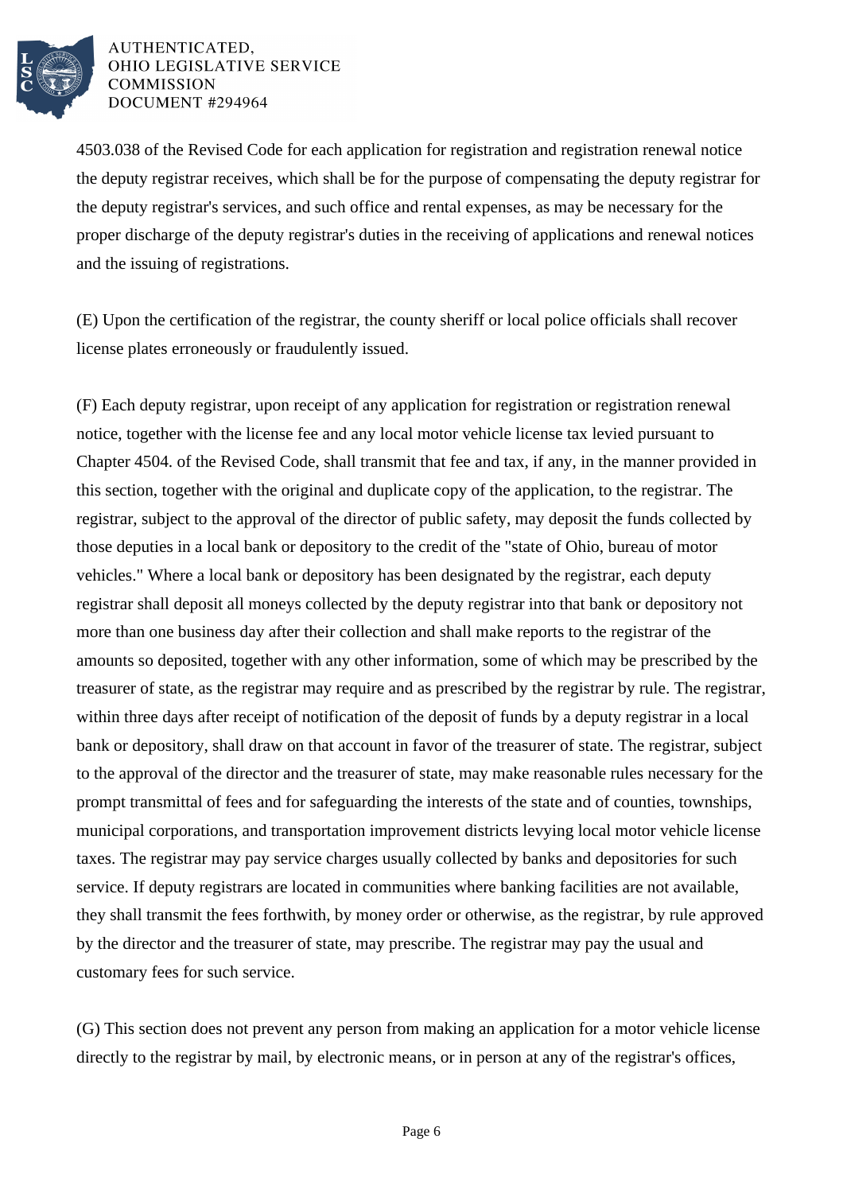4503.038 of the Revised Code for each application for registration and registration renewal notice the deputy registrar receives, which shall be for the purpose of compensating the deputy registrar for the deputy registrar's services, and such office and rental expenses, as may be necessary for the proper discharge of the deputy registrar's duties in the receiving of applications and renewal notices and the issuing of registrations.

(E) Upon the certification of the registrar, the county sheriff or local police officials shall recover license plates erroneously or fraudulently issued.

(F) Each deputy registrar, upon receipt of any application for registration or registration renewal notice, together with the license fee and any local motor vehicle license tax levied pursuant to Chapter 4504. of the Revised Code, shall transmit that fee and tax, if any, in the manner provided in this section, together with the original and duplicate copy of the application, to the registrar. The registrar, subject to the approval of the director of public safety, may deposit the funds collected by those deputies in a local bank or depository to the credit of the "state of Ohio, bureau of motor vehicles." Where a local bank or depository has been designated by the registrar, each deputy registrar shall deposit all moneys collected by the deputy registrar into that bank or depository not more than one business day after their collection and shall make reports to the registrar of the amounts so deposited, together with any other information, some of which may be prescribed by the treasurer of state, as the registrar may require and as prescribed by the registrar by rule. The registrar, within three days after receipt of notification of the deposit of funds by a deputy registrar in a local bank or depository, shall draw on that account in favor of the treasurer of state. The registrar, subject to the approval of the director and the treasurer of state, may make reasonable rules necessary for the prompt transmittal of fees and for safeguarding the interests of the state and of counties, townships, municipal corporations, and transportation improvement districts levying local motor vehicle license taxes. The registrar may pay service charges usually collected by banks and depositories for such service. If deputy registrars are located in communities where banking facilities are not available, they shall transmit the fees forthwith, by money order or otherwise, as the registrar, by rule approved by the director and the treasurer of state, may prescribe. The registrar may pay the usual and customary fees for such service.

(G) This section does not prevent any person from making an application for a motor vehicle license directly to the registrar by mail, by electronic means, or in person at any of the registrar's offices,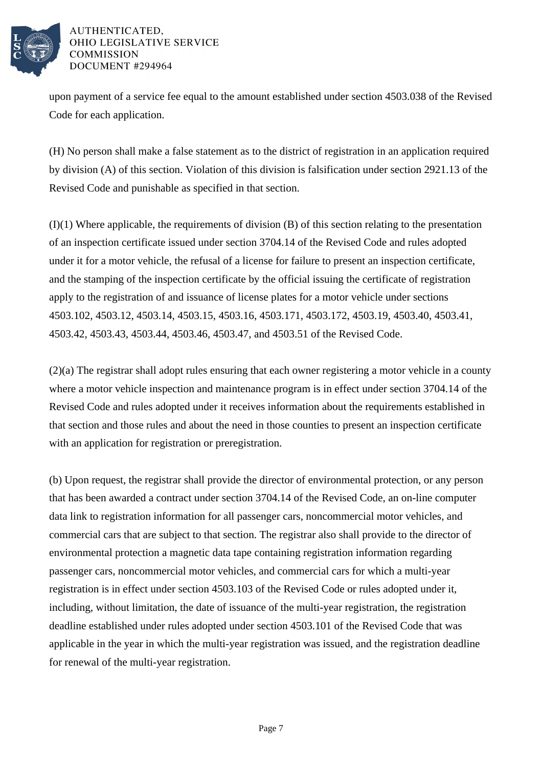upon payment of a service fee equal to the amount established under section 4503.038 of the Revised Code for each application.

(H) No person shall make a false statement as to the district of registration in an application required by division (A) of this section. Violation of this division is falsification under section 2921.13 of the Revised Code and punishable as specified in that section.

(I)(1) Where applicable, the requirements of division (B) of this section relating to the presentation of an inspection certificate issued under section 3704.14 of the Revised Code and rules adopted under it for a motor vehicle, the refusal of a license for failure to present an inspection certificate, and the stamping of the inspection certificate by the official issuing the certificate of registration apply to the registration of and issuance of license plates for a motor vehicle under sections 4503.102, 4503.12, 4503.14, 4503.15, 4503.16, 4503.171, 4503.172, 4503.19, 4503.40, 4503.41, 4503.42, 4503.43, 4503.44, 4503.46, 4503.47, and 4503.51 of the Revised Code.

(2)(a) The registrar shall adopt rules ensuring that each owner registering a motor vehicle in a county where a motor vehicle inspection and maintenance program is in effect under section 3704.14 of the Revised Code and rules adopted under it receives information about the requirements established in that section and those rules and about the need in those counties to present an inspection certificate with an application for registration or preregistration.

(b) Upon request, the registrar shall provide the director of environmental protection, or any person that has been awarded a contract under section 3704.14 of the Revised Code, an on-line computer data link to registration information for all passenger cars, noncommercial motor vehicles, and commercial cars that are subject to that section. The registrar also shall provide to the director of environmental protection a magnetic data tape containing registration information regarding passenger cars, noncommercial motor vehicles, and commercial cars for which a multi-year registration is in effect under section 4503.103 of the Revised Code or rules adopted under it, including, without limitation, the date of issuance of the multi-year registration, the registration deadline established under rules adopted under section 4503.101 of the Revised Code that was applicable in the year in which the multi-year registration was issued, and the registration deadline for renewal of the multi-year registration.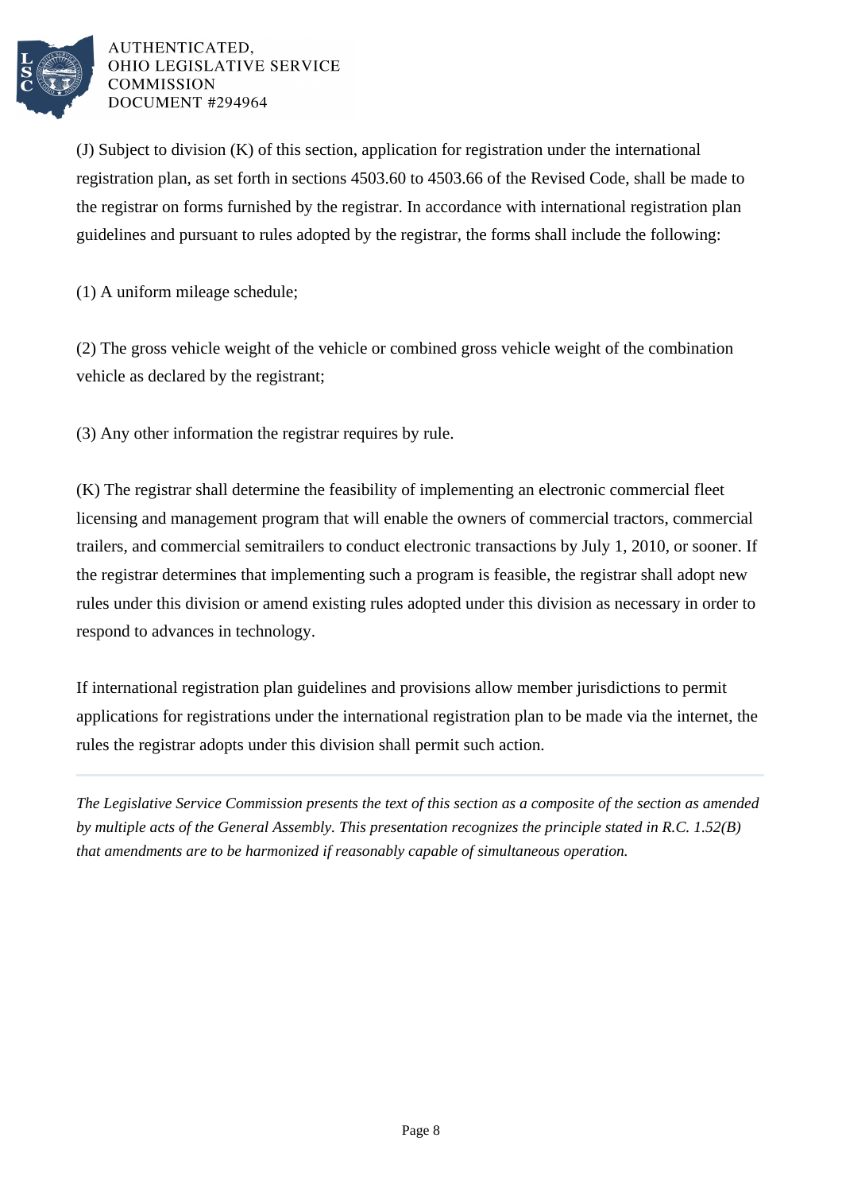(J) Subject to division (K) of this section, application for registration under the international registration plan, as set forth in sections 4503.60 to 4503.66 of the Revised Code, shall be made to the registrar on forms furnished by the registrar. In accordance with international registration plan guidelines and pursuant to rules adopted by the registrar, the forms shall include the following:

(1) A uniform mileage schedule;

(2) The gross vehicle weight of the vehicle or combined gross vehicle weight of the combination vehicle as declared by the registrant;

(3) Any other information the registrar requires by rule.

(K) The registrar shall determine the feasibility of implementing an electronic commercial fleet licensing and management program that will enable the owners of commercial tractors, commercial trailers, and commercial semitrailers to conduct electronic transactions by July 1, 2010, or sooner. If the registrar determines that implementing such a program is feasible, the registrar shall adopt new rules under this division or amend existing rules adopted under this division as necessary in order to respond to advances in technology.

If international registration plan guidelines and provisions allow member jurisdictions to permit applications for registrations under the international registration plan to be made via the internet, the rules the registrar adopts under this division shall permit such action.

---

*The Legislative Service Commission presents the text of this section as a composite of the section as amended by multiple acts of the General Assembly. This presentation recognizes the principle stated in R.C. 1.52(B) that amendments are to be harmonized if reasonably capable of simultaneous operation.*